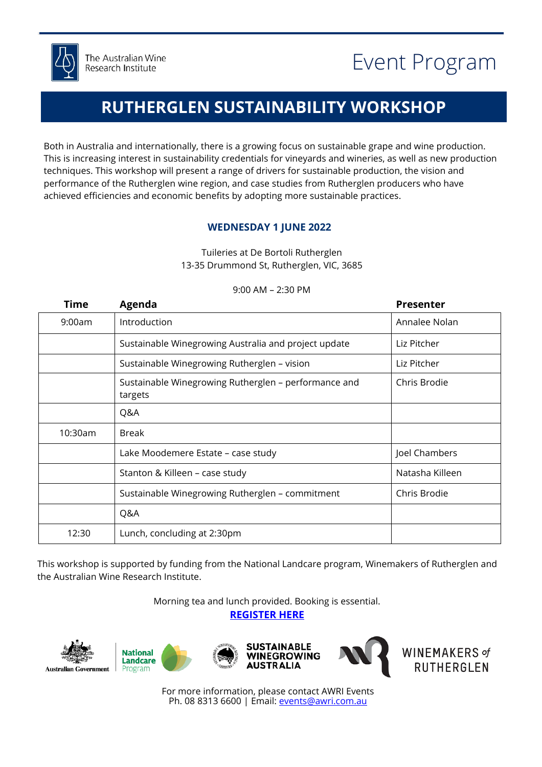The Australian Wine Research Institute

Event Program

# RUTHERGLEN SUSTAINABILITY WORKSHOP

Both in Australia and internationally, there is a growing focus on sustainable grape and wine production. This is increasing interest in sustainability credentials for vineyards and wineries, as well as new production techniques. This workshop will present a range of drivers for sustainable production, the vision and performance of the Rutherglen wine region, and case studies from Rutherglen producers who have achieved efficiencies and economic benefits by adopting more sustainable practices.

## WEDNESDAY 1 JUNE 2022

Tuileries at De Bortoli Rutherglen
13-35 Drummond St, Rutherglen, VIC, 3685

9:00 AM – 2:30 PM

| Time | Agenda | Presenter |
|---|---|---|
| 9:00am | Introduction | Annalee Nolan |
| | Sustainable Winegrowing Australia and project update | Liz Pitcher |
| | Sustainable Winegrowing Rutherglen – vision | Liz Pitcher |
| | Sustainable Winegrowing Rutherglen – performance and targets | Chris Brodie |
| | Q&A | |
| 10:30am | Break | |
| | Lake Moodemere Estate – case study | Joel Chambers |
| | Stanton & Killeen – case study | Natasha Killeen |
| | Sustainable Winegrowing Rutherglen – commitment | Chris Brodie |
| | Q&A | |
| 12:30 | Lunch, concluding at 2:30pm | |

This workshop is supported by funding from the National Landcare program, Winemakers of Rutherglen and the Australian Wine Research Institute.

Morning tea and lunch provided. Booking is essential.

**REGISTER HERE**

Australian Government | National Landcare Program | SUSTAINABLE WINEGROWING AUSTRALIA | WINEMAKERS of RUTHERGLEN

For more information, please contact AWRI Events
Ph. 08 8313 6600 | Email: events@awri.com.au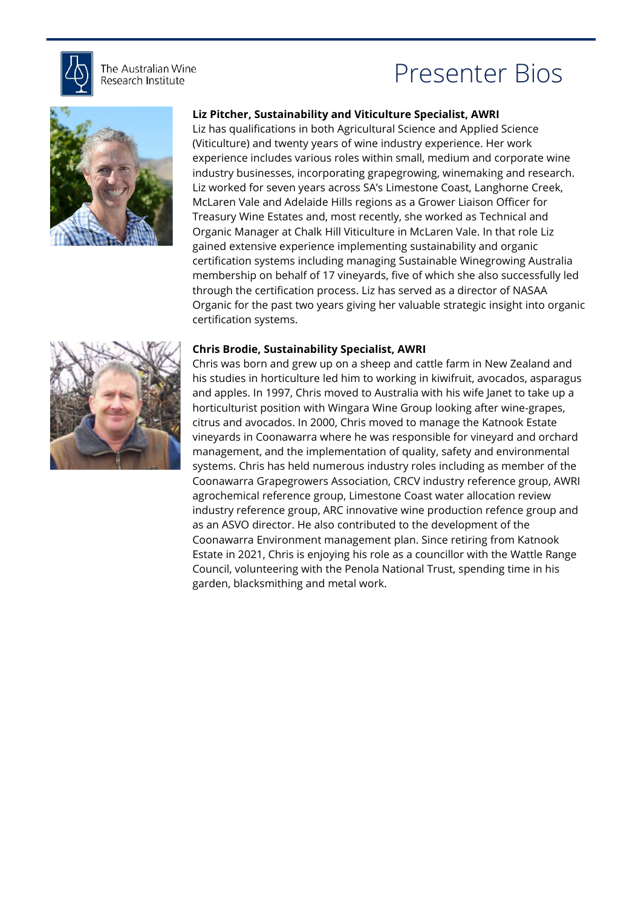# Presenter Bios

**Liz Pitcher, Sustainability and Viticulture Specialist, AWRI**

Liz has qualifications in both Agricultural Science and Applied Science (Viticulture) and twenty years of wine industry experience. Her work experience includes various roles within small, medium and corporate wine industry businesses, incorporating grapegrowing, winemaking and research. Liz worked for seven years across SA's Limestone Coast, Langhorne Creek, McLaren Vale and Adelaide Hills regions as a Grower Liaison Officer for Treasury Wine Estates and, most recently, she worked as Technical and Organic Manager at Chalk Hill Viticulture in McLaren Vale. In that role Liz gained extensive experience implementing sustainability and organic certification systems including managing Sustainable Winegrowing Australia membership on behalf of 17 vineyards, five of which she also successfully led through the certification process. Liz has served as a director of NASAA Organic for the past two years giving her valuable strategic insight into organic certification systems.

**Chris Brodie, Sustainability Specialist, AWRI**

Chris was born and grew up on a sheep and cattle farm in New Zealand and his studies in horticulture led him to working in kiwifruit, avocados, asparagus and apples. In 1997, Chris moved to Australia with his wife Janet to take up a horticulturist position with Wingara Wine Group looking after wine-grapes, citrus and avocados. In 2000, Chris moved to manage the Katnook Estate vineyards in Coonawarra where he was responsible for vineyard and orchard management, and the implementation of quality, safety and environmental systems. Chris has held numerous industry roles including as member of the Coonawarra Grapegrowers Association, CRCV industry reference group, AWRI agrochemical reference group, Limestone Coast water allocation review industry reference group, ARC innovative wine production refence group and as an ASVO director. He also contributed to the development of the Coonawarra Environment management plan. Since retiring from Katnook Estate in 2021, Chris is enjoying his role as a councillor with the Wattle Range Council, volunteering with the Penola National Trust, spending time in his garden, blacksmithing and metal work.